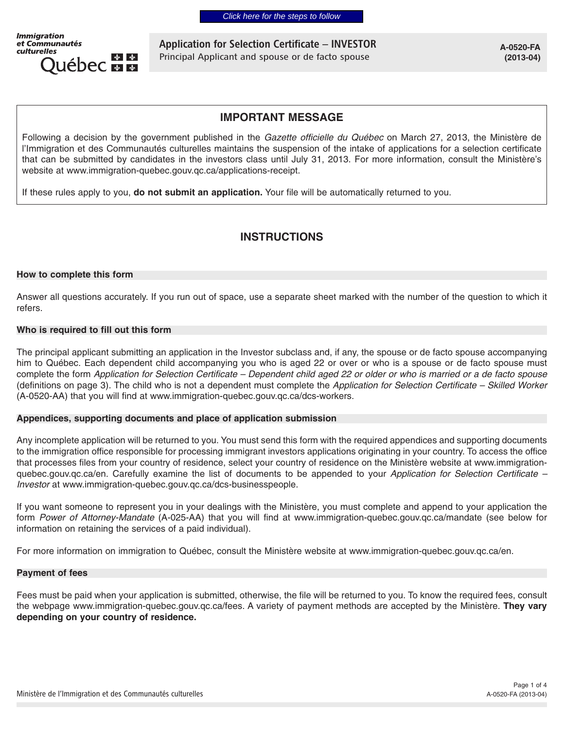Click here for the steps to follow

Immigration et Communautés culturelles Québec

# Application for Selection Certificate – INVESTOR

Principal Applicant and spouse or de facto spouse

A-0520-FA (2013-04)

## IMPORTANT MESSAGE

Following a decision by the government published in the *Gazette officielle du Québec* on March 27, 2013, the Ministère de l'Immigration et des Communautés culturelles maintains the suspension of the intake of applications for a selection certificate that can be submitted by candidates in the investors class until July 31, 2013. For more information, consult the Ministère's website at www.immigration-quebec.gouv.qc.ca/applications-receipt.

If these rules apply to you, **do not submit an application.** Your file will be automatically returned to you.

## INSTRUCTIONS

### How to complete this form

Answer all questions accurately. If you run out of space, use a separate sheet marked with the number of the question to which it refers.

### Who is required to fill out this form

The principal applicant submitting an application in the Investor subclass and, if any, the spouse or de facto spouse accompanying him to Québec. Each dependent child accompanying you who is aged 22 or over or who is a spouse or de facto spouse must complete the form *Application for Selection Certificate – Dependent child aged 22 or older or who is married or a de facto spouse* (definitions on page 3). The child who is not a dependent must complete the *Application for Selection Certificate – Skilled Worker* (A-0520-AA) that you will find at www.immigration-quebec.gouv.qc.ca/dcs-workers.

### Appendices, supporting documents and place of application submission

Any incomplete application will be returned to you. You must send this form with the required appendices and supporting documents to the immigration office responsible for processing immigrant investors applications originating in your country. To access the office that processes files from your country of residence, select your country of residence on the Ministère website at www.immigration-quebec.gouv.qc.ca/en. Carefully examine the list of documents to be appended to your *Application for Selection Certificate – Investor* at www.immigration-quebec.gouv.qc.ca/dcs-businesspeople.

If you want someone to represent you in your dealings with the Ministère, you must complete and append to your application the form *Power of Attorney-Mandate* (A-025-AA) that you will find at www.immigration-quebec.gouv.qc.ca/mandate (see below for information on retaining the services of a paid individual).

For more information on immigration to Québec, consult the Ministère website at www.immigration-quebec.gouv.qc.ca/en.

### Payment of fees

Fees must be paid when your application is submitted, otherwise, the file will be returned to you. To know the required fees, consult the webpage www.immigration-quebec.gouv.qc.ca/fees. A variety of payment methods are accepted by the Ministère. **They vary depending on your country of residence.**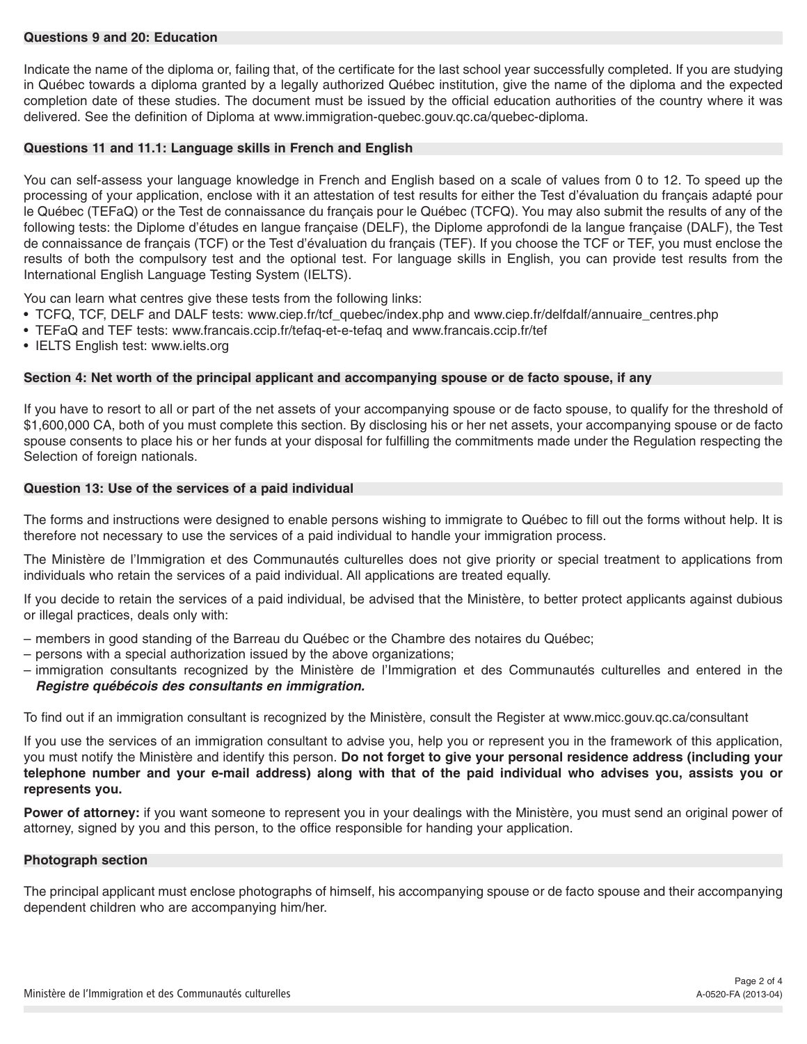## Questions 9 and 20: Education

Indicate the name of the diploma or, failing that, of the certificate for the last school year successfully completed. If you are studying in Québec towards a diploma granted by a legally authorized Québec institution, give the name of the diploma and the expected completion date of these studies. The document must be issued by the official education authorities of the country where it was delivered. See the definition of Diploma at www.immigration-quebec.gouv.qc.ca/quebec-diploma.

## Questions 11 and 11.1: Language skills in French and English

You can self-assess your language knowledge in French and English based on a scale of values from 0 to 12. To speed up the processing of your application, enclose with it an attestation of test results for either the Test d'évaluation du français adapté pour le Québec (TEFaQ) or the Test de connaissance du français pour le Québec (TCFQ). You may also submit the results of any of the following tests: the Diplome d'études en langue française (DELF), the Diplome approfondi de la langue française (DALF), the Test de connaissance de français (TCF) or the Test d'évaluation du français (TEF). If you choose the TCF or TEF, you must enclose the results of both the compulsory test and the optional test. For language skills in English, you can provide test results from the International English Language Testing System (IELTS).

You can learn what centres give these tests from the following links:

- TCFQ, TCF, DELF and DALF tests: www.ciep.fr/tcf_quebec/index.php and www.ciep.fr/delfdalf/annuaire_centres.php
- TEFaQ and TEF tests: www.francais.ccip.fr/tefaq-et-e-tefaq and www.francais.ccip.fr/tef
- IELTS English test: www.ielts.org

## Section 4: Net worth of the principal applicant and accompanying spouse or de facto spouse, if any

If you have to resort to all or part of the net assets of your accompanying spouse or de facto spouse, to qualify for the threshold of $1,600,000 CA, both of you must complete this section. By disclosing his or her net assets, your accompanying spouse or de facto spouse consents to place his or her funds at your disposal for fulfilling the commitments made under the Regulation respecting the Selection of foreign nationals.

## Question 13: Use of the services of a paid individual

The forms and instructions were designed to enable persons wishing to immigrate to Québec to fill out the forms without help. It is therefore not necessary to use the services of a paid individual to handle your immigration process.

The Ministère de l'Immigration et des Communautés culturelles does not give priority or special treatment to applications from individuals who retain the services of a paid individual. All applications are treated equally.

If you decide to retain the services of a paid individual, be advised that the Ministère, to better protect applicants against dubious or illegal practices, deals only with:

- members in good standing of the Barreau du Québec or the Chambre des notaires du Québec;
- persons with a special authorization issued by the above organizations;
- immigration consultants recognized by the Ministère de l'Immigration et des Communautés culturelles and entered in the ***Registre québécois des consultants en immigration.***

To find out if an immigration consultant is recognized by the Ministère, consult the Register at www.micc.gouv.qc.ca/consultant

If you use the services of an immigration consultant to advise you, help you or represent you in the framework of this application, you must notify the Ministère and identify this person. **Do not forget to give your personal residence address (including your telephone number and your e-mail address) along with that of the paid individual who advises you, assists you or represents you.**

**Power of attorney:** if you want someone to represent you in your dealings with the Ministère, you must send an original power of attorney, signed by you and this person, to the office responsible for handing your application.

## Photograph section

The principal applicant must enclose photographs of himself, his accompanying spouse or de facto spouse and their accompanying dependent children who are accompanying him/her.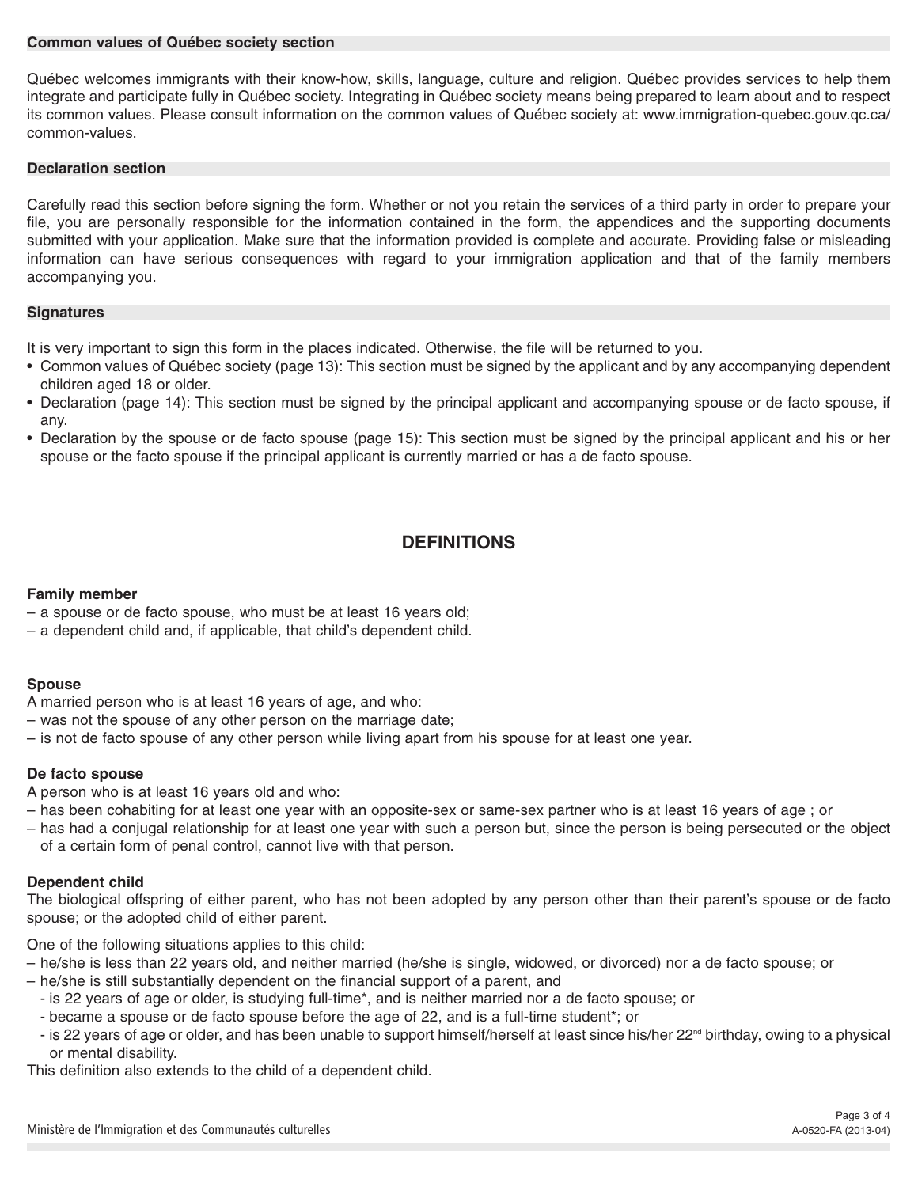### Common values of Québec society section

Québec welcomes immigrants with their know-how, skills, language, culture and religion. Québec provides services to help them integrate and participate fully in Québec society. Integrating in Québec society means being prepared to learn about and to respect its common values. Please consult information on the common values of Québec society at: www.immigration-quebec.gouv.qc.ca/common-values.

### Declaration section

Carefully read this section before signing the form. Whether or not you retain the services of a third party in order to prepare your file, you are personally responsible for the information contained in the form, the appendices and the supporting documents submitted with your application. Make sure that the information provided is complete and accurate. Providing false or misleading information can have serious consequences with regard to your immigration application and that of the family members accompanying you.

### Signatures

It is very important to sign this form in the places indicated. Otherwise, the file will be returned to you.

- Common values of Québec society (page 13): This section must be signed by the applicant and by any accompanying dependent children aged 18 or older.
- Declaration (page 14): This section must be signed by the principal applicant and accompanying spouse or de facto spouse, if any.
- Declaration by the spouse or de facto spouse (page 15): This section must be signed by the principal applicant and his or her spouse or the facto spouse if the principal applicant is currently married or has a de facto spouse.

## DEFINITIONS

**Family member**

– a spouse or de facto spouse, who must be at least 16 years old;
– a dependent child and, if applicable, that child's dependent child.

**Spouse**

A married person who is at least 16 years of age, and who:
– was not the spouse of any other person on the marriage date;
– is not de facto spouse of any other person while living apart from his spouse for at least one year.

**De facto spouse**

A person who is at least 16 years old and who:
– has been cohabiting for at least one year with an opposite-sex or same-sex partner who is at least 16 years of age ; or
– has had a conjugal relationship for at least one year with such a person but, since the person is being persecuted or the object of a certain form of penal control, cannot live with that person.

**Dependent child**

The biological offspring of either parent, who has not been adopted by any person other than their parent's spouse or de facto spouse; or the adopted child of either parent.

One of the following situations applies to this child:
– he/she is less than 22 years old, and neither married (he/she is single, widowed, or divorced) nor a de facto spouse; or
– he/she is still substantially dependent on the financial support of a parent, and
  - is 22 years of age or older, is studying full-time*, and is neither married nor a de facto spouse; or
  - became a spouse or de facto spouse before the age of 22, and is a full-time student*; or
  - is 22 years of age or older, and has been unable to support himself/herself at least since his/her 22nd birthday, owing to a physical or mental disability.

This definition also extends to the child of a dependent child.

Ministère de l'Immigration et des Communautés culturelles

A-0520-FA (2013-04)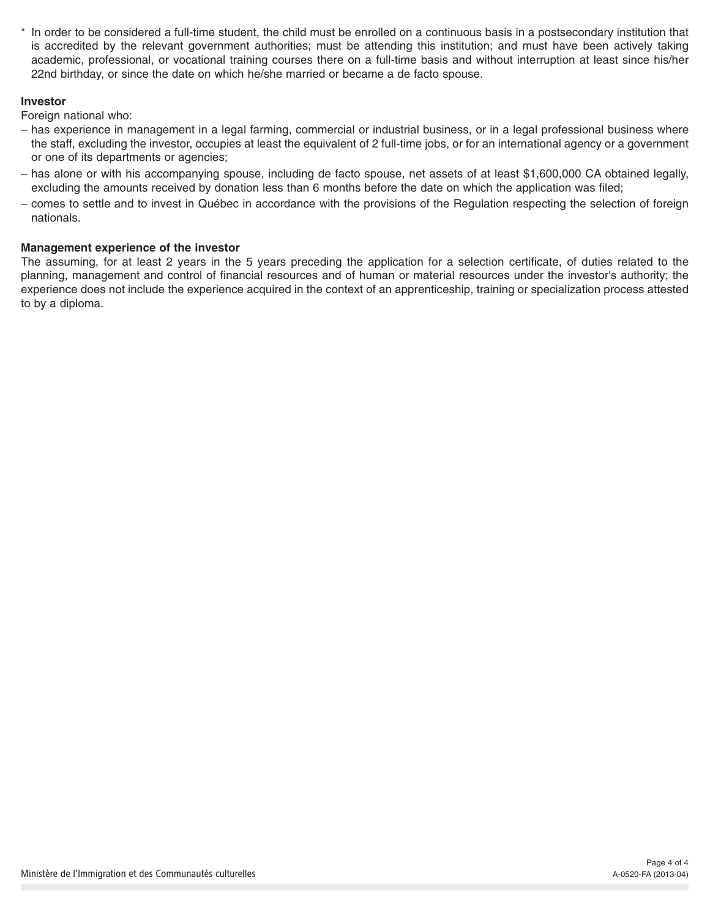* In order to be considered a full-time student, the child must be enrolled on a continuous basis in a postsecondary institution that is accredited by the relevant government authorities; must be attending this institution; and must have been actively taking academic, professional, or vocational training courses there on a full-time basis and without interruption at least since his/her 22nd birthday, or since the date on which he/she married or became a de facto spouse.

**Investor**

Foreign national who:

– has experience in management in a legal farming, commercial or industrial business, or in a legal professional business where the staff, excluding the investor, occupies at least the equivalent of 2 full-time jobs, or for an international agency or a government or one of its departments or agencies;

– has alone or with his accompanying spouse, including de facto spouse, net assets of at least $1,600,000 CA obtained legally, excluding the amounts received by donation less than 6 months before the date on which the application was filed;

– comes to settle and to invest in Québec in accordance with the provisions of the Regulation respecting the selection of foreign nationals.

**Management experience of the investor**

The assuming, for at least 2 years in the 5 years preceding the application for a selection certificate, of duties related to the planning, management and control of financial resources and of human or material resources under the investor's authority; the experience does not include the experience acquired in the context of an apprenticeship, training or specialization process attested to by a diploma.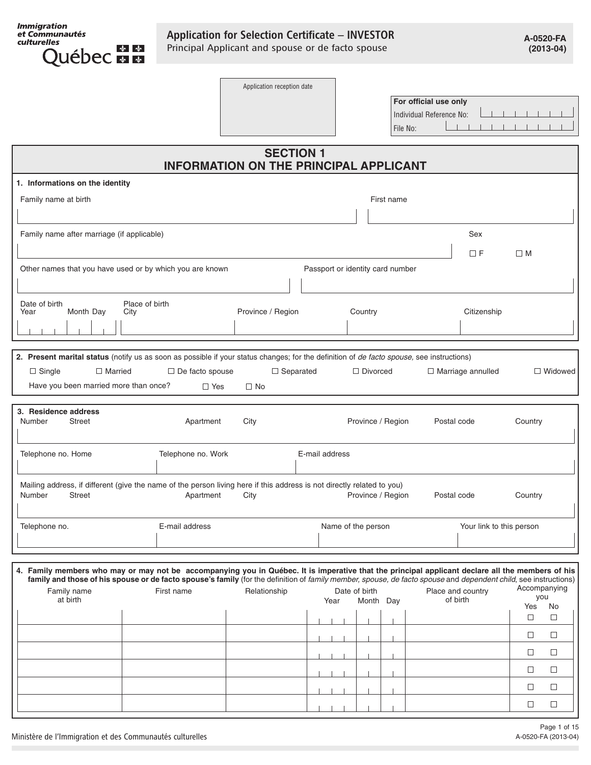Immigration et Communautés culturelles Québec

## Application for Selection Certificate – INVESTOR

Principal Applicant and spouse or de facto spouse

**A-0520-FA (2013-04)**

Application reception date

| For official use only | |
|---|---|
| Individual Reference No: | |
| File No: | |

## SECTION 1
## INFORMATION ON THE PRINCIPAL APPLICANT

**1. Informations on the identity**

Family name at birth

First name

Family name after marriage (if applicable)

Sex ☐ F ☐ M

Other names that you have used or by which you are known

Passport or identity card number

Date of birth Year Month Day

Place of birth City

Province / Region

Country

Citizenship

**2. Present marital status** (notify us as soon as possible if your status changes; for the definition of *de facto spouse,* see instructions)

☐ Single ☐ Married ☐ De facto spouse ☐ Separated ☐ Divorced ☐ Marriage annulled ☐ Widowed

Have you been married more than once? ☐ Yes ☐ No

**3. Residence address**

Number Street Apartment City Province / Region Postal code Country

Telephone no. Home

Telephone no. Work

E-mail address

Mailing address, if different (give the name of the person living here if this address is not directly related to you)

Number Street Apartment City Province / Region Postal code Country

Telephone no.

E-mail address

Name of the person

Your link to this person

**4. Family members who may or may not be accompanying you in Québec. It is imperative that the principal applicant declare all the members of his family and those of his spouse or de facto spouse's family** (for the definition of *family member, spouse, de facto spouse* and *dependent child*, see instructions)

| Family name at birth | First name | Relationship | Date of birth Year | Month | Day | Place and country of birth | Accompanying you Yes | No |
|---|---|---|---|---|---|---|---|---|
| | | | | | | | ☐ | ☐ |
| | | | | | | | ☐ | ☐ |
| | | | | | | | ☐ | ☐ |
| | | | | | | | ☐ | ☐ |
| | | | | | | | ☐ | ☐ |
| | | | | | | | ☐ | ☐ |

Ministère de l'Immigration et des Communautés culturelles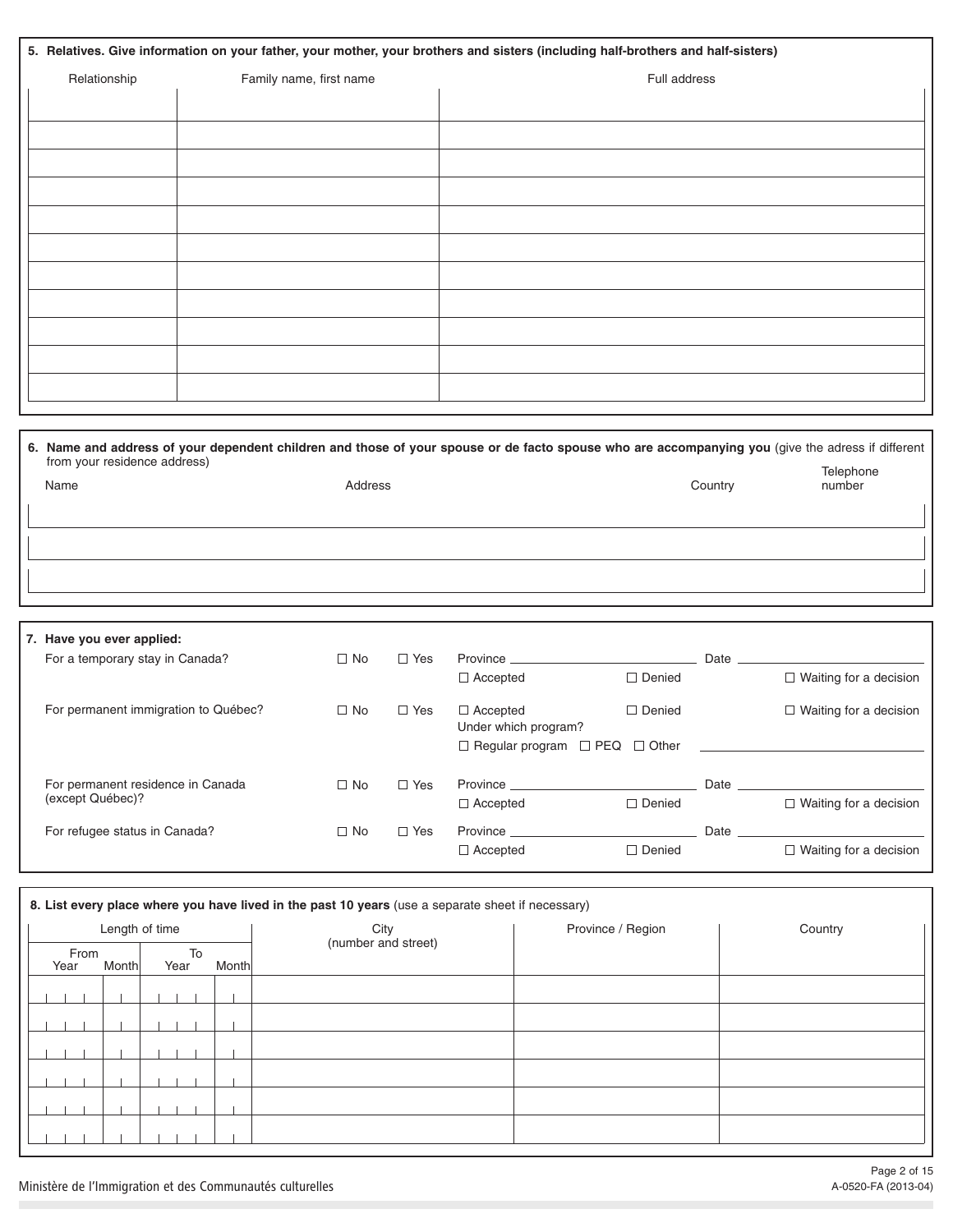**5. Relatives. Give information on your father, your mother, your brothers and sisters (including half-brothers and half-sisters)**

| Relationship | Family name, first name | Full address |
|---|---|---|
| | | |
| | | |
| | | |
| | | |
| | | |
| | | |
| | | |
| | | |
| | | |
| | | |
| | | |

**6. Name and address of your dependent children and those of your spouse or de facto spouse who are accompanying you** (give the adress if different from your residence address)

| Name | Address | Country | Telephone number |
|---|---|---|---|
| | | | |
| | | | |
| | | | |

**7. Have you ever applied:**

For a temporary stay in Canada? ☐ No ☐ Yes Province ____________ Date ____________
☐ Accepted ☐ Denied ☐ Waiting for a decision

For permanent immigration to Québec? ☐ No ☐ Yes ☐ Accepted ☐ Denied ☐ Waiting for a decision
Under which program?
☐ Regular program ☐ PEQ ☐ Other ____________

For permanent residence in Canada (except Québec)? ☐ No ☐ Yes Province ____________ Date ____________
☐ Accepted ☐ Denied ☐ Waiting for a decision

For refugee status in Canada? ☐ No ☐ Yes Province ____________ Date ____________
☐ Accepted ☐ Denied ☐ Waiting for a decision

**8. List every place where you have lived in the past 10 years** (use a separate sheet if necessary)

| Length of time | | | | City (number and street) | Province / Region | Country |
|---|---|---|---|---|---|---|
| From Year | Month | To Year | Month | | | |
| | | | | | | |
| | | | | | | |
| | | | | | | |
| | | | | | | |
| | | | | | | |
| | | | | | | |

Ministère de l'Immigration et des Communautés culturelles

A-0520-FA (2013-04)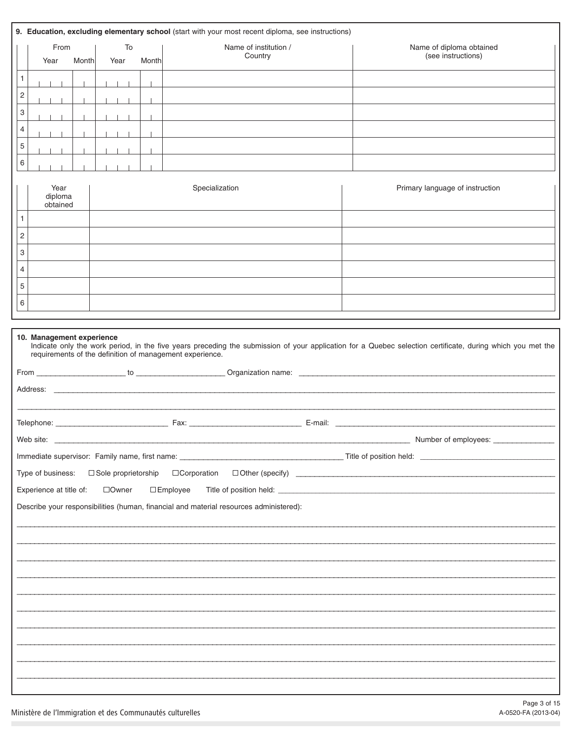**9. Education, excluding elementary school** (start with your most recent diploma, see instructions)

| | From | | To | | Name of institution / Country | Name of diploma obtained (see instructions) |
|---|---|---|---|---|---|---|
| | Year | Month | Year | Month | | |
| 1 | | | | | | |
| 2 | | | | | | |
| 3 | | | | | | |
| 4 | | | | | | |
| 5 | | | | | | |
| 6 | | | | | | |

| | Year diploma obtained | Specialization | Primary language of instruction |
|---|---|---|---|
| 1 | | | |
| 2 | | | |
| 3 | | | |
| 4 | | | |
| 5 | | | |
| 6 | | | |

**10. Management experience**

Indicate only the work period, in the five years preceding the submission of your application for a Quebec selection certificate, during which you met the requirements of the definition of management experience.

From ____________________ to ____________________ Organization name: ____________________

Address: ____________________

____________________

Telephone: ____________________ Fax: ____________________ E-mail: ____________________

Web site: ____________________ Number of employees: ____________

Immediate supervisor: Family name, first name: ____________________ Title of position held: ____________________

Type of business: ☐ Sole proprietorship ☐ Corporation ☐ Other (specify) ____________________

Experience at title of: ☐ Owner ☐ Employee Title of position held: ____________________

Describe your responsibilities (human, financial and material resources administered):

____________________

____________________

____________________

____________________

____________________

____________________

____________________

____________________

____________________

____________________

Ministère de l'Immigration et des Communautés culturelles

A-0520-FA (2013-04)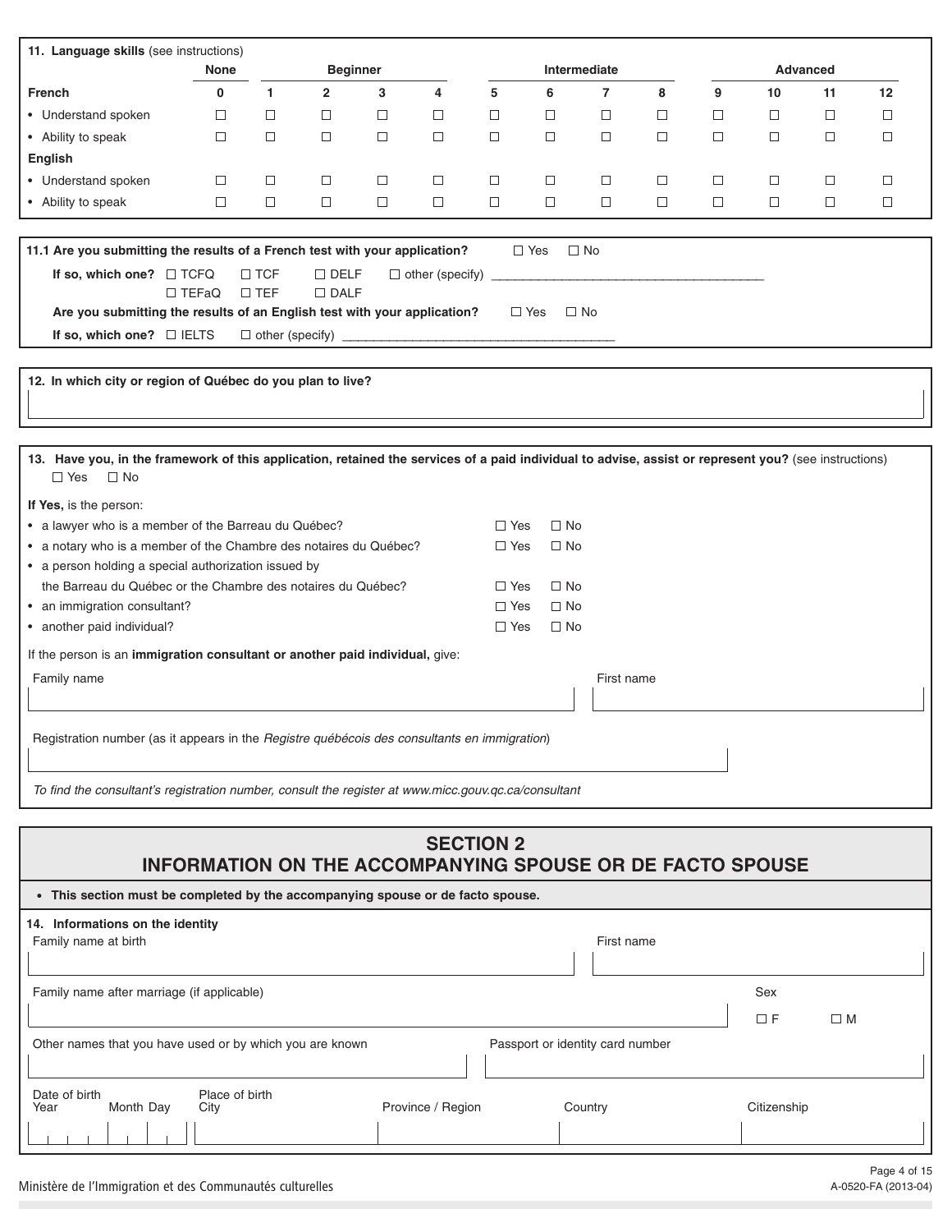**11. Language skills** (see instructions)

| | None | Beginner | | | | Intermediate | | | | Advanced | | | |
|---|---|---|---|---|---|---|---|---|---|---|---|---|---|
| **French** | **0** | **1** | **2** | **3** | **4** | **5** | **6** | **7** | **8** | **9** | **10** | **11** | **12** |
| • Understand spoken | ☐ | ☐ | ☐ | ☐ | ☐ | ☐ | ☐ | ☐ | ☐ | ☐ | ☐ | ☐ | ☐ |
| • Ability to speak | ☐ | ☐ | ☐ | ☐ | ☐ | ☐ | ☐ | ☐ | ☐ | ☐ | ☐ | ☐ | ☐ |
| **English** | | | | | | | | | | | | | |
| • Understand spoken | ☐ | ☐ | ☐ | ☐ | ☐ | ☐ | ☐ | ☐ | ☐ | ☐ | ☐ | ☐ | ☐ |
| • Ability to speak | ☐ | ☐ | ☐ | ☐ | ☐ | ☐ | ☐ | ☐ | ☐ | ☐ | ☐ | ☐ | ☐ |

**11.1 Are you submitting the results of a French test with your application?** ☐ Yes ☐ No

**If so, which one?** ☐ TCFQ ☐ TCF ☐ DELF ☐ other (specify) ____________________
☐ TEFaQ ☐ TEF ☐ DALF

**Are you submitting the results of an English test with your application?** ☐ Yes ☐ No

**If so, which one?** ☐ IELTS ☐ other (specify) ____________________

**12. In which city or region of Québec do you plan to live?**

**13. Have you, in the framework of this application, retained the services of a paid individual to advise, assist or represent you?** (see instructions)
☐ Yes ☐ No

**If Yes,** is the person:

- a lawyer who is a member of the Barreau du Québec? ☐ Yes ☐ No
- a notary who is a member of the Chambre des notaires du Québec? ☐ Yes ☐ No
- a person holding a special authorization issued by the Barreau du Québec or the Chambre des notaires du Québec? ☐ Yes ☐ No
- an immigration consultant? ☐ Yes ☐ No
- another paid individual? ☐ Yes ☐ No

If the person is an **immigration consultant or another paid individual,** give:

Family name | First name

Registration number (as it appears in the *Registre québécois des consultants en immigration*)

*To find the consultant's registration number, consult the register at www.micc.gouv.qc.ca/consultant*

## SECTION 2
## INFORMATION ON THE ACCOMPANYING SPOUSE OR DE FACTO SPOUSE

- **This section must be completed by the accompanying spouse or de facto spouse.**

**14. Informations on the identity**

Family name at birth | First name

Family name after marriage (if applicable) | Sex ☐ F ☐ M

Other names that you have used or by which you are known | Passport or identity card number

Date of birth (Year, Month, Day) | Place of birth: City | Province / Region | Country | Citizenship

Ministère de l'Immigration et des Communautés culturelles

A-0520-FA (2013-04)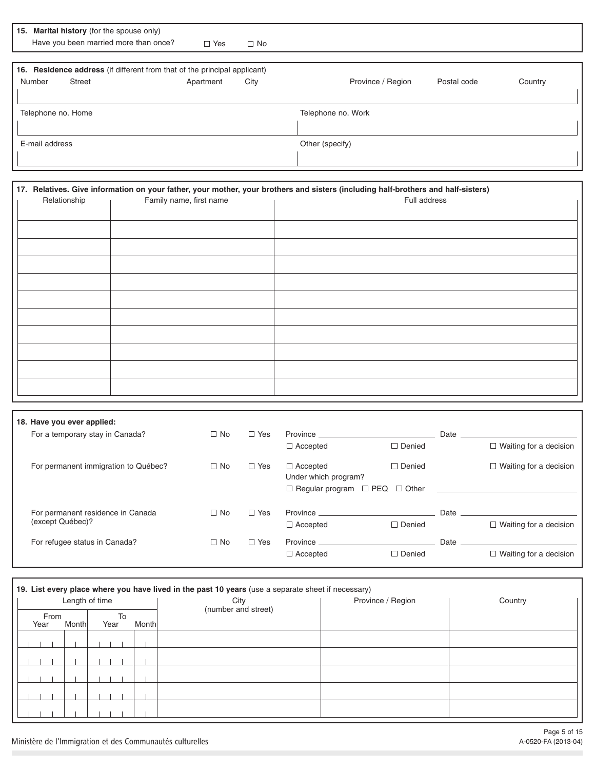**15. Marital history** (for the spouse only)

Have you been married more than once? ☐ Yes ☐ No

**16. Residence address** (if different from that of the principal applicant)

| Number | Street | Apartment | City | Province / Region | Postal code | Country |
|---|---|---|---|---|---|---|
| | | | | | | |

| Telephone no. Home | Telephone no. Work |
|---|---|
| | |

| E-mail address | Other (specify) |
|---|---|
| | |

**17. Relatives. Give information on your father, your mother, your brothers and sisters (including half-brothers and half-sisters)**

| Relationship | Family name, first name | Full address |
|---|---|---|
| | | |
| | | |
| | | |
| | | |
| | | |
| | | |
| | | |
| | | |
| | | |
| | | |
| | | |

**18. Have you ever applied:**

For a temporary stay in Canada? ☐ No ☐ Yes Province ______________ Date ______________
☐ Accepted ☐ Denied ☐ Waiting for a decision

For permanent immigration to Québec? ☐ No ☐ Yes ☐ Accepted ☐ Denied ☐ Waiting for a decision
Under which program?
☐ Regular program ☐ PEQ ☐ Other ______________

For permanent residence in Canada (except Québec)? ☐ No ☐ Yes Province ______________ Date ______________
☐ Accepted ☐ Denied ☐ Waiting for a decision

For refugee status in Canada? ☐ No ☐ Yes Province ______________ Date ______________
☐ Accepted ☐ Denied ☐ Waiting for a decision

**19. List every place where you have lived in the past 10 years** (use a separate sheet if necessary)

| Length of time | | | | City (number and street) | Province / Region | Country |
|---|---|---|---|---|---|---|
| From | | To | | | | |
| Year | Month | Year | Month | | | |
| | | | | | | |
| | | | | | | |
| | | | | | | |
| | | | | | | |
| | | | | | | |

Ministère de l'Immigration et des Communautés culturelles

A-0520-FA (2013-04)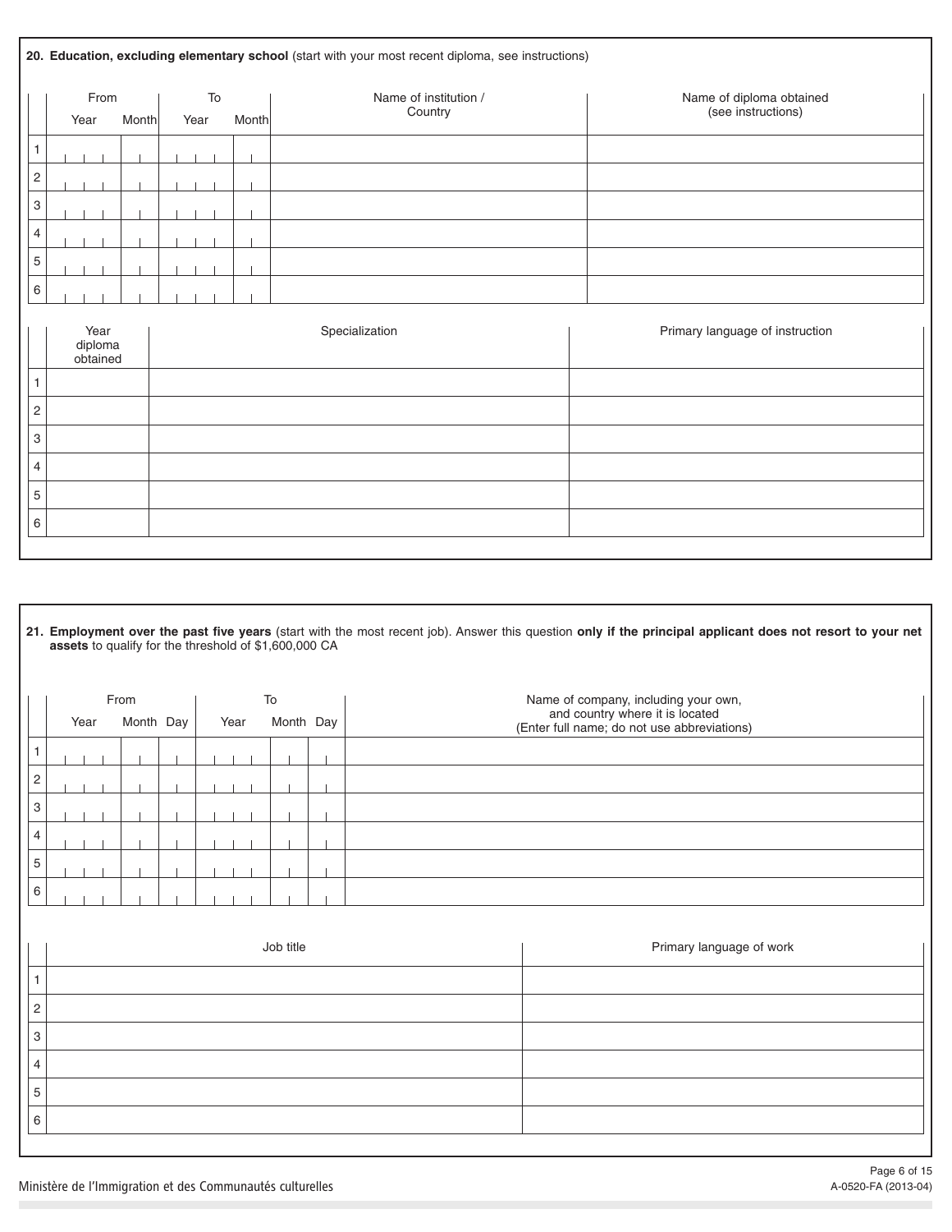**20. Education, excluding elementary school** (start with your most recent diploma, see instructions)

| | From | | To | | Name of institution / Country | Name of diploma obtained (see instructions) |
|---|---|---|---|---|---|---|
| | Year | Month | Year | Month | | |
| 1 | | | | | | |
| 2 | | | | | | |
| 3 | | | | | | |
| 4 | | | | | | |
| 5 | | | | | | |
| 6 | | | | | | |

| | Year diploma obtained | Specialization | Primary language of instruction |
|---|---|---|---|
| 1 | | | |
| 2 | | | |
| 3 | | | |
| 4 | | | |
| 5 | | | |
| 6 | | | |

**21. Employment over the past five years** (start with the most recent job). Answer this question **only if the principal applicant does not resort to your net assets** to qualify for the threshold of $1,600,000 CA

| | From | | | To | | | Name of company, including your own, and country where it is located (Enter full name; do not use abbreviations) |
|---|---|---|---|---|---|---|---|
| | Year | Month | Day | Year | Month | Day | |
| 1 | | | | | | | |
| 2 | | | | | | | |
| 3 | | | | | | | |
| 4 | | | | | | | |
| 5 | | | | | | | |
| 6 | | | | | | | |

| | Job title | Primary language of work |
|---|---|---|
| 1 | | |
| 2 | | |
| 3 | | |
| 4 | | |
| 5 | | |
| 6 | | |

Ministère de l'Immigration et des Communautés culturelles

A-0520-FA (2013-04)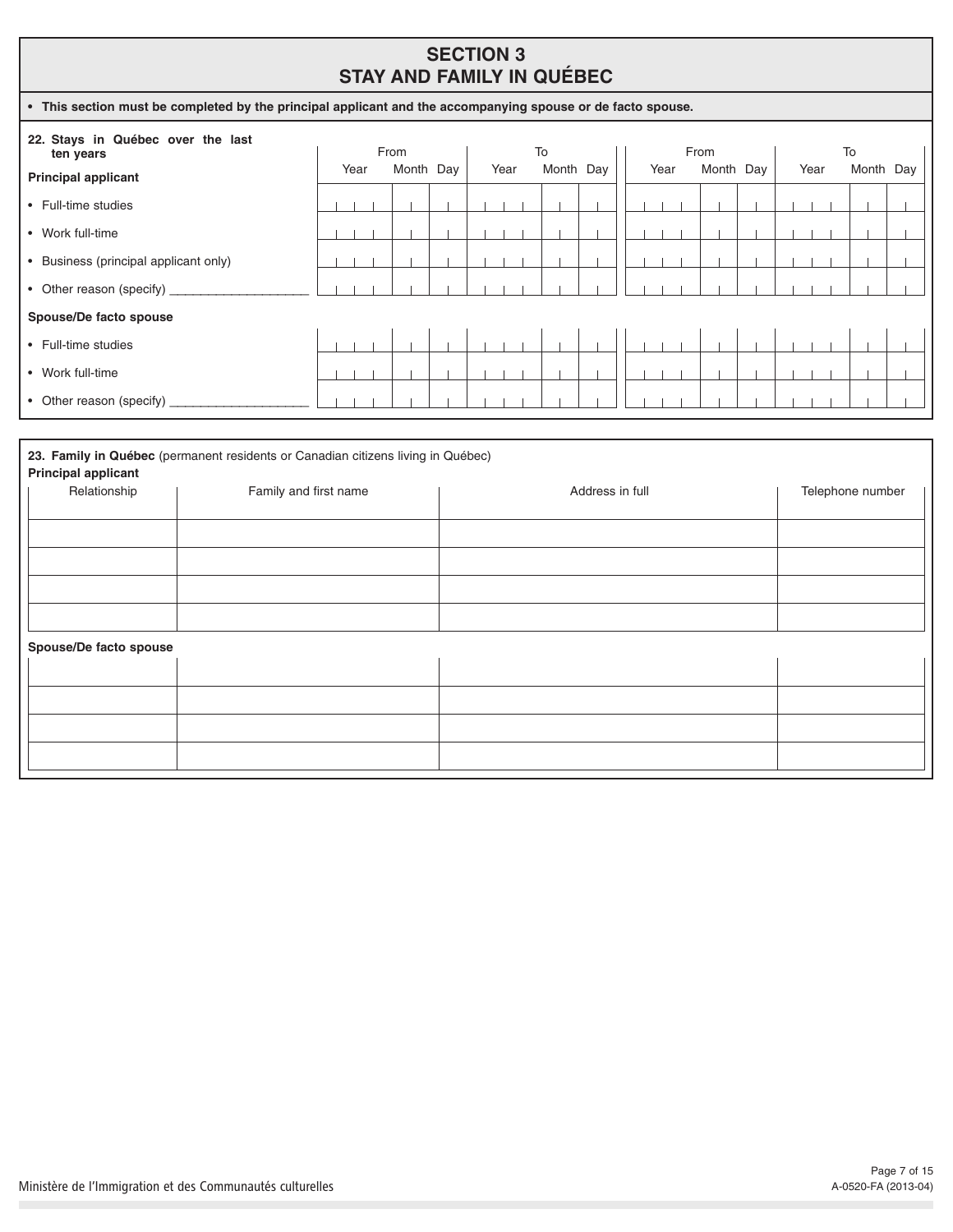# SECTION 3
# STAY AND FAMILY IN QUÉBEC

- **This section must be completed by the principal applicant and the accompanying spouse or de facto spouse.**

**22. Stays in Québec over the last ten years**

| | From | | | To | | | From | | | To | | |
|---|---|---|---|---|---|---|---|---|---|---|---|---|
| **Principal applicant** | Year | Month | Day | Year | Month | Day | Year | Month | Day | Year | Month | Day |
| • Full-time studies | | | | | | | | | | | | |
| • Work full-time | | | | | | | | | | | | |
| • Business (principal applicant only) | | | | | | | | | | | | |
| • Other reason (specify) ___________________ | | | | | | | | | | | | |
| **Spouse/De facto spouse** | | | | | | | | | | | | |
| • Full-time studies | | | | | | | | | | | | |
| • Work full-time | | | | | | | | | | | | |
| • Other reason (specify) ___________________ | | | | | | | | | | | | |

**23. Family in Québec** (permanent residents or Canadian citizens living in Québec)

**Principal applicant**

| Relationship | Family and first name | Address in full | Telephone number |
|---|---|---|---|
| | | | |
| | | | |
| | | | |
| | | | |

**Spouse/De facto spouse**

| | | | |
|---|---|---|---|
| | | | |
| | | | |
| | | | |
| | | | |

Ministère de l'Immigration et des Communautés culturelles

A-0520-FA (2013-04)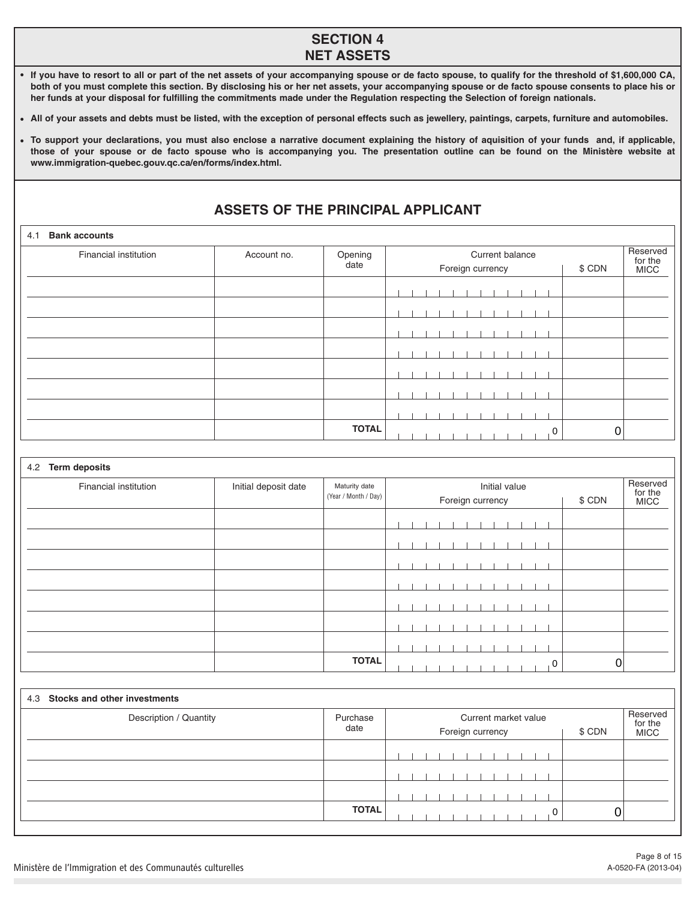## SECTION 4
## NET ASSETS

- **If you have to resort to all or part of the net assets of your accompanying spouse or de facto spouse, to qualify for the threshold of $1,600,000 CA, both of you must complete this section. By disclosing his or her net assets, your accompanying spouse or de facto spouse consents to place his or her funds at your disposal for fulfilling the commitments made under the Regulation respecting the Selection of foreign nationals.**
- **All of your assets and debts must be listed, with the exception of personal effects such as jewellery, paintings, carpets, furniture and automobiles.**
- **To support your declarations, you must also enclose a narrative document explaining the history of aquisition of your funds and, if applicable, those of your spouse or de facto spouse who is accompanying you. The presentation outline can be found on the Ministère website at www.immigration-quebec.gouv.qc.ca/en/forms/index.html.**

## ASSETS OF THE PRINCIPAL APPLICANT

### 4.1 Bank accounts

| Financial institution | Account no. | Opening date | Current balance Foreign currency | $ CDN | Reserved for the MICC |
|---|---|---|---|---|---|
| | | | | | |
| | | | | | |
| | | | | | |
| | | | | | |
| | | | | | |
| | | | | | |
| | | | | | |
| | | **TOTAL** | 0 | 0 | |

### 4.2 Term deposits

| Financial institution | Initial deposit date | Maturity date (Year / Month / Day) | Initial value Foreign currency | $ CDN | Reserved for the MICC |
|---|---|---|---|---|---|
| | | | | | |
| | | | | | |
| | | | | | |
| | | | | | |
| | | | | | |
| | | | | | |
| | | | | | |
| | | **TOTAL** | 0 | 0 | |

### 4.3 Stocks and other investments

| Description / Quantity | Purchase date | Current market value Foreign currency | $ CDN | Reserved for the MICC |
|---|---|---|---|---|
| | | | | |
| | | | | |
| | | | | |
| | **TOTAL** | 0 | 0 | |

Ministère de l'Immigration et des Communautés culturelles

A-0520-FA (2013-04)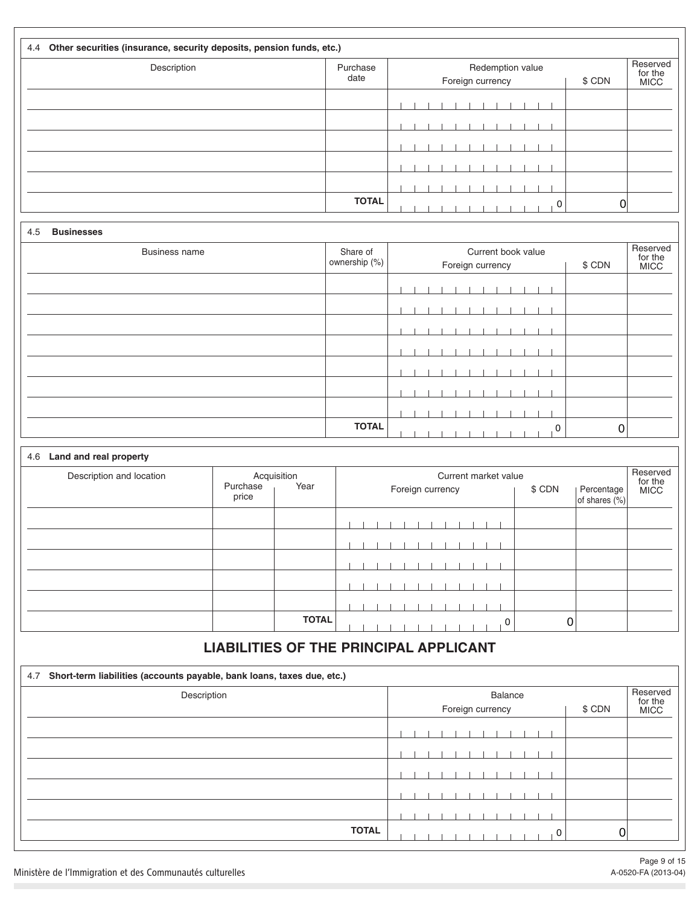### 4.4 Other securities (insurance, security deposits, pension funds, etc.)

| Description | Purchase date | Redemption value | | Reserved for the MICC |
|---|---|---|---|---|
| | | Foreign currency | $ CDN | |
| | | | | |
| | | | | |
| | | | | |
| | | | | |
| | | | | |
| | **TOTAL** | 0 | 0 | |

### 4.5 Businesses

| Business name | Share of ownership (%) | Current book value | | Reserved for the MICC |
|---|---|---|---|---|
| | | Foreign currency | $ CDN | |
| | | | | |
| | | | | |
| | | | | |
| | | | | |
| | | | | |
| | | | | |
| | | | | |
| | **TOTAL** | 0 | 0 | |

### 4.6 Land and real property

| Description and location | Acquisition | | Current market value | | | Reserved for the MICC |
|---|---|---|---|---|---|---|
| | Purchase price | Year | Foreign currency | $ CDN | Percentage of shares (%) | |
| | | | | | | |
| | | | | | | |
| | | | | | | |
| | | | | | | |
| | | | | | | |
| | | **TOTAL** | 0 | 0 | | |

## LIABILITIES OF THE PRINCIPAL APPLICANT

### 4.7 Short-term liabilities (accounts payable, bank loans, taxes due, etc.)

| Description | Balance | | Reserved for the MICC |
|---|---|---|---|
| | Foreign currency | $ CDN | |
| | | | |
| | | | |
| | | | |
| | | | |
| | | | |
| **TOTAL** | 0 | 0 | |

Ministère de l'Immigration et des Communautés culturelles

A-0520-FA (2013-04)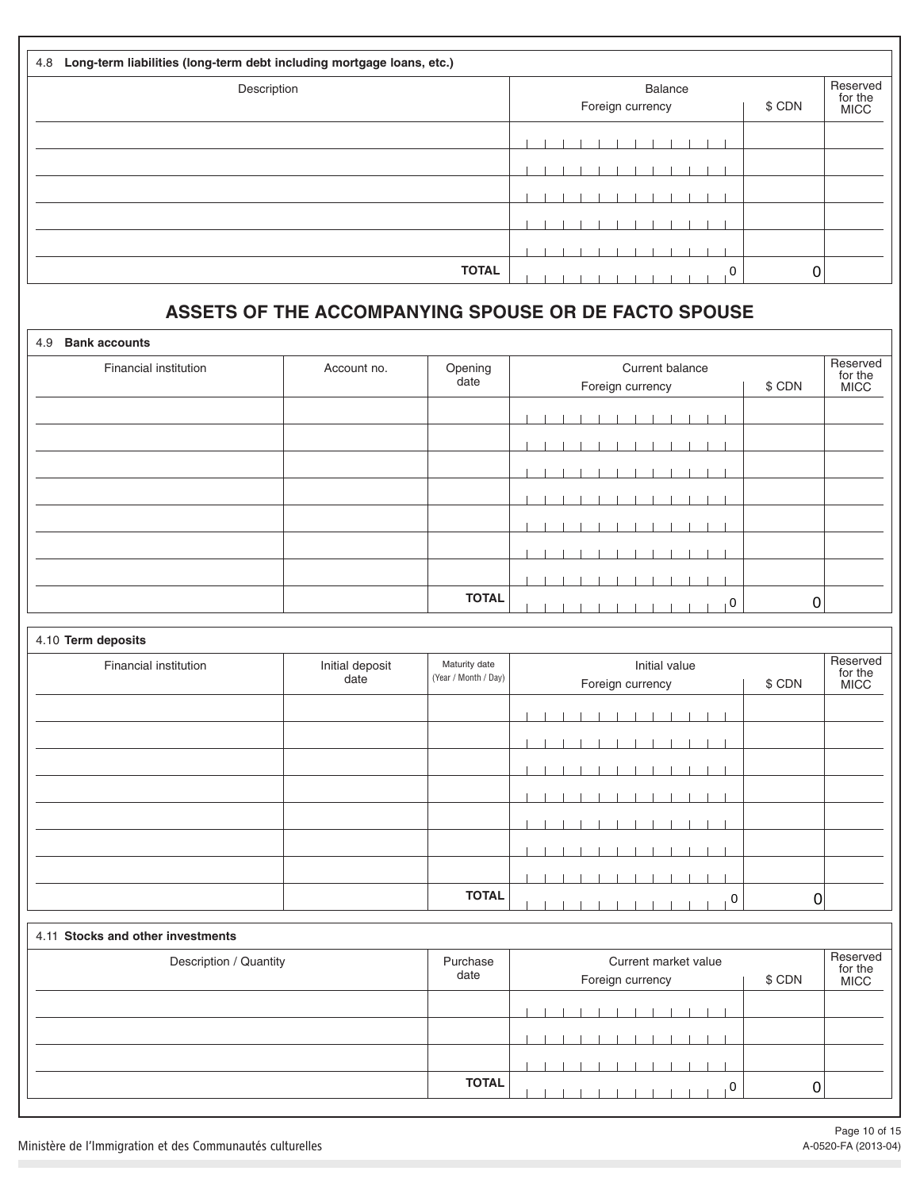### 4.8 Long-term liabilities (long-term debt including mortgage loans, etc.)

| Description | Balance | | Reserved for the MICC |
|---|---|---|---|
| | Foreign currency | $ CDN | |
| | | | |
| | | | |
| | | | |
| | | | |
| | | | |
| **TOTAL** | 0 | 0 | |

## ASSETS OF THE ACCOMPANYING SPOUSE OR DE FACTO SPOUSE

### 4.9 Bank accounts

| Financial institution | Account no. | Opening date | Current balance | | Reserved for the MICC |
|---|---|---|---|---|---|
| | | | Foreign currency | $ CDN | |
| | | | | | |
| | | | | | |
| | | | | | |
| | | | | | |
| | | | | | |
| | | | | | |
| | | | | | |
| | | **TOTAL** | 0 | 0 | |

### 4.10 Term deposits

| Financial institution | Initial deposit date | Maturity date (Year / Month / Day) | Initial value | | Reserved for the MICC |
|---|---|---|---|---|---|
| | | | Foreign currency | $ CDN | |
| | | | | | |
| | | | | | |
| | | | | | |
| | | | | | |
| | | | | | |
| | | | | | |
| | | | | | |
| | | **TOTAL** | 0 | 0 | |

### 4.11 Stocks and other investments

| Description / Quantity | Purchase date | Current market value | | Reserved for the MICC |
|---|---|---|---|---|
| | | Foreign currency | $ CDN | |
| | | | | |
| | | | | |
| | | | | |
| | **TOTAL** | 0 | 0 | |

Ministère de l'Immigration et des Communautés culturelles

A-0520-FA (2013-04)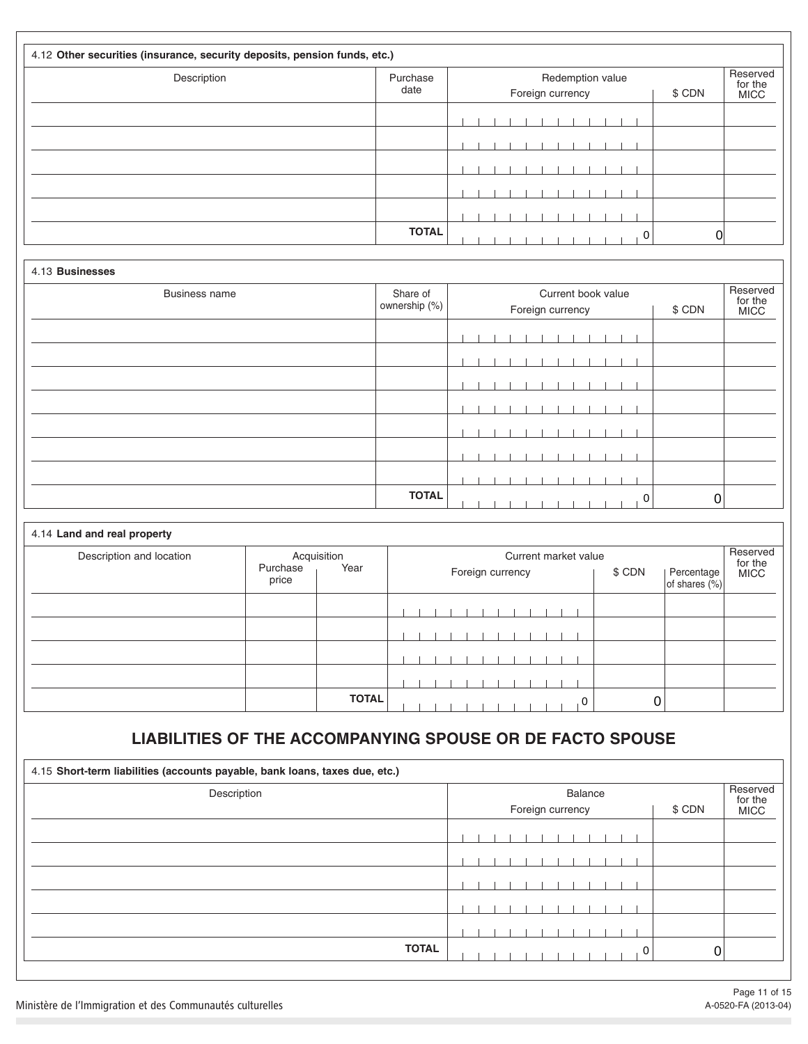### 4.12 Other securities (insurance, security deposits, pension funds, etc.)

| Description | Purchase date | Redemption value Foreign currency | Redemption value $ CDN | Reserved for the MICC |
|---|---|---|---|---|
| | | | | |
| | | | | |
| | | | | |
| | | | | |
| | | | | |
| | **TOTAL** | 0 | 0 | |

### 4.13 Businesses

| Business name | Share of ownership (%) | Current book value Foreign currency | Current book value $ CDN | Reserved for the MICC |
|---|---|---|---|---|
| | | | | |
| | | | | |
| | | | | |
| | | | | |
| | | | | |
| | | | | |
| | | | | |
| | **TOTAL** | 0 | 0 | |

### 4.14 Land and real property

| Description and location | Acquisition Purchase price | Acquisition Year | Current market value Foreign currency | Current market value $ CDN | Percentage of shares (%) | Reserved for the MICC |
|---|---|---|---|---|---|---|
| | | | | | | |
| | | | | | | |
| | | | | | | |
| | | | | | | |
| | | **TOTAL** | 0 | 0 | | |

## LIABILITIES OF THE ACCOMPANYING SPOUSE OR DE FACTO SPOUSE

### 4.15 Short-term liabilities (accounts payable, bank loans, taxes due, etc.)

| Description | Balance Foreign currency | Balance $ CDN | Reserved for the MICC |
|---|---|---|---|
| | | | |
| | | | |
| | | | |
| | | | |
| | | | |
| **TOTAL** | 0 | 0 | |

Ministère de l'Immigration et des Communautés culturelles

A-0520-FA (2013-04)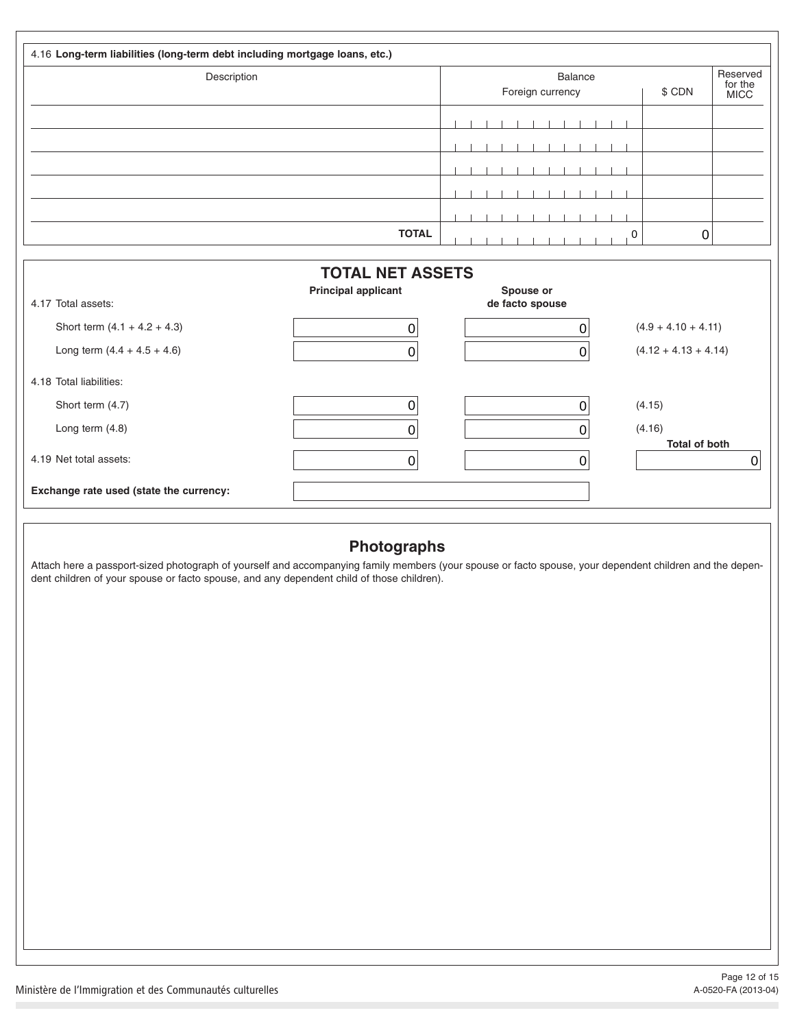### 4.16 Long-term liabilities (long-term debt including mortgage loans, etc.)

| Description | Balance | | Reserved for the MICC |
|---|---|---|---|
| | Foreign currency | $ CDN | |
| | | | |
| | | | |
| | | | |
| | | | |
| | | | |
| **TOTAL** | 0 | 0 | |

## TOTAL NET ASSETS

| | Principal applicant | Spouse or de facto spouse | |
|---|---|---|---|
| 4.17 Total assets: | | | |
| Short term (4.1 + 4.2 + 4.3) | 0 | 0 | (4.9 + 4.10 + 4.11) |
| Long term (4.4 + 4.5 + 4.6) | 0 | 0 | (4.12 + 4.13 + 4.14) |
| 4.18 Total liabilities: | | | |
| Short term (4.7) | 0 | 0 | (4.15) |
| Long term (4.8) | 0 | 0 | (4.16) |
| | | | **Total of both** |
| 4.19 Net total assets: | 0 | 0 | 0 |
| **Exchange rate used (state the currency:** | | | |

## Photographs

Attach here a passport-sized photograph of yourself and accompanying family members (your spouse or facto spouse, your dependent children and the dependent children of your spouse or facto spouse, and any dependent child of those children).

Ministère de l'Immigration et des Communautés culturelles

A-0520-FA (2013-04)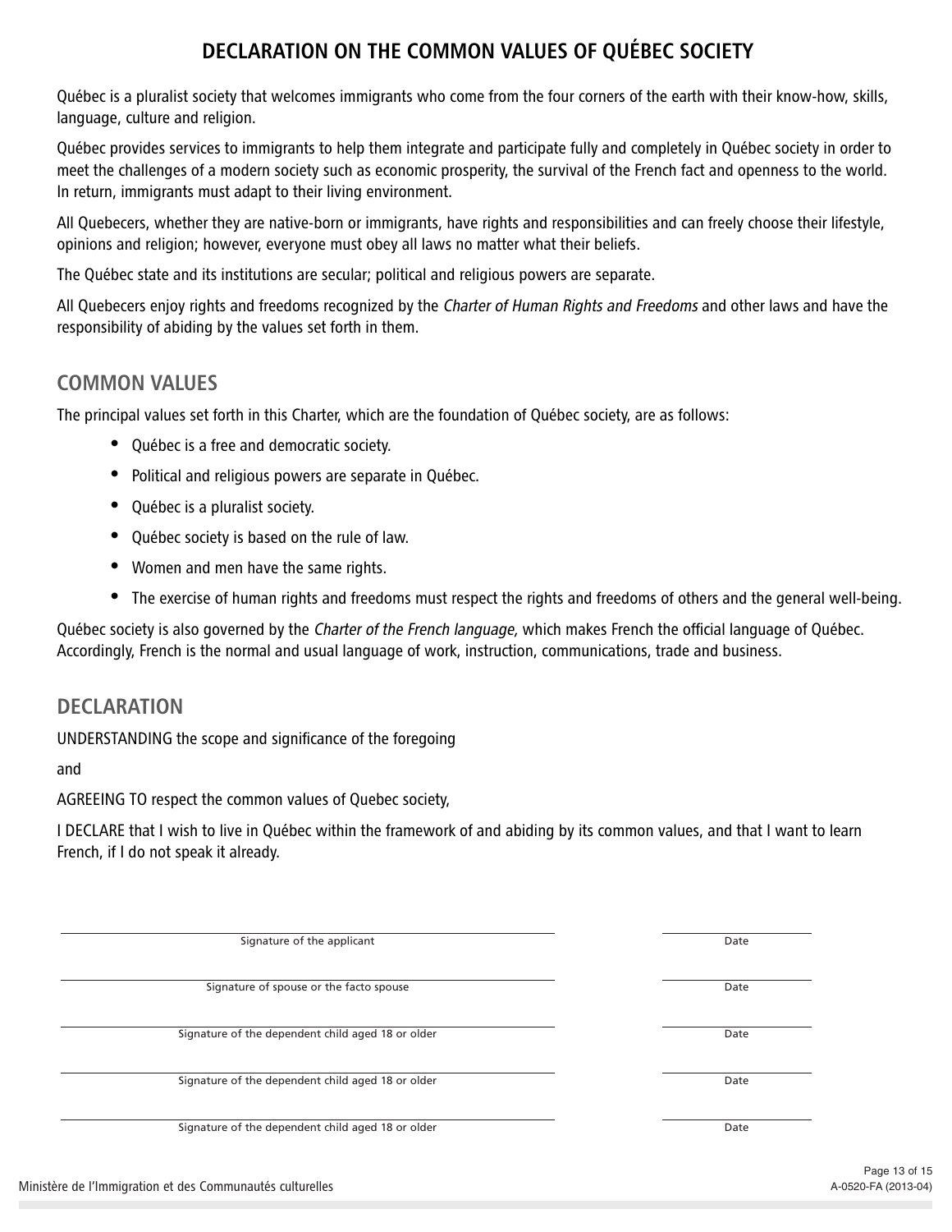# DECLARATION ON THE COMMON VALUES OF QUÉBEC SOCIETY

Québec is a pluralist society that welcomes immigrants who come from the four corners of the earth with their know-how, skills, language, culture and religion.

Québec provides services to immigrants to help them integrate and participate fully and completely in Québec society in order to meet the challenges of a modern society such as economic prosperity, the survival of the French fact and openness to the world. In return, immigrants must adapt to their living environment.

All Quebecers, whether they are native-born or immigrants, have rights and responsibilities and can freely choose their lifestyle, opinions and religion; however, everyone must obey all laws no matter what their beliefs.

The Québec state and its institutions are secular; political and religious powers are separate.

All Quebecers enjoy rights and freedoms recognized by the *Charter of Human Rights and Freedoms* and other laws and have the responsibility of abiding by the values set forth in them.

## COMMON VALUES

The principal values set forth in this Charter, which are the foundation of Québec society, are as follows:

- Québec is a free and democratic society.
- Political and religious powers are separate in Québec.
- Québec is a pluralist society.
- Québec society is based on the rule of law.
- Women and men have the same rights.
- The exercise of human rights and freedoms must respect the rights and freedoms of others and the general well-being.

Québec society is also governed by the *Charter of the French language,* which makes French the official language of Québec. Accordingly, French is the normal and usual language of work, instruction, communications, trade and business.

## DECLARATION

UNDERSTANDING the scope and significance of the foregoing

and

AGREEING TO respect the common values of Quebec society,

I DECLARE that I wish to live in Québec within the framework of and abiding by its common values, and that I want to learn French, if I do not speak it already.

| | |
|---|---|
| Signature of the applicant | Date |
| Signature of spouse or the facto spouse | Date |
| Signature of the dependent child aged 18 or older | Date |
| Signature of the dependent child aged 18 or older | Date |
| Signature of the dependent child aged 18 or older | Date |

Ministère de l'Immigration et des Communautés culturelles

A-0520-FA (2013-04)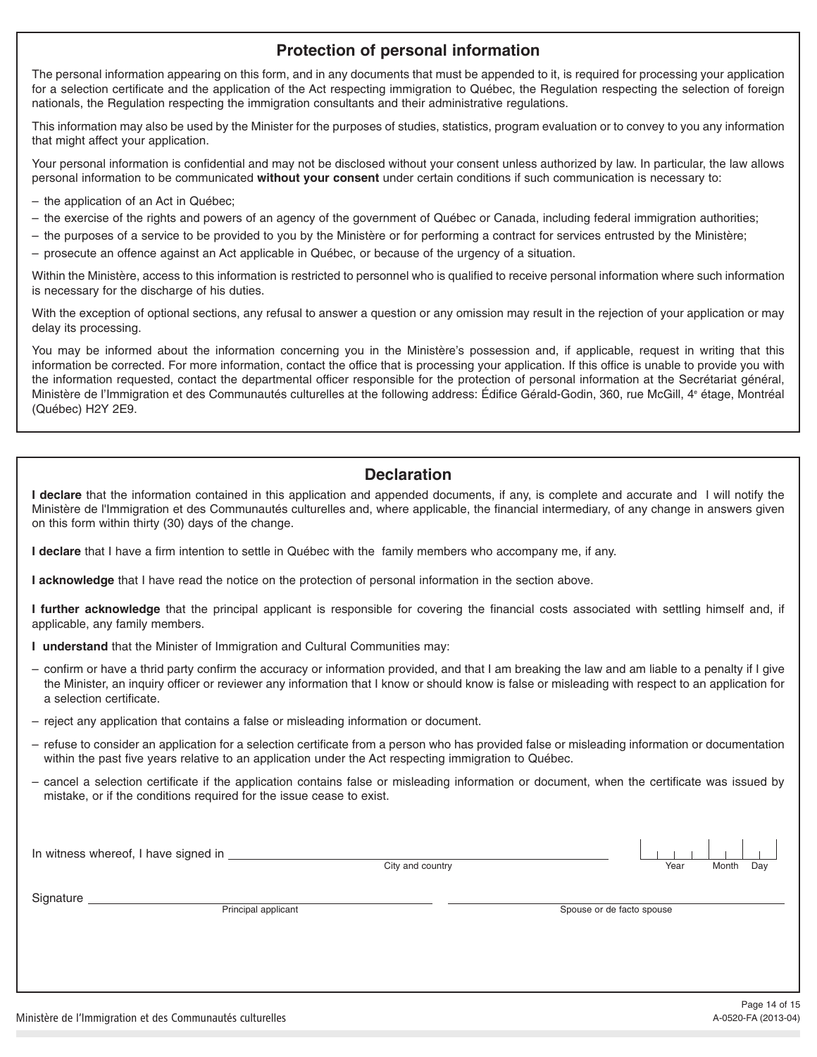## Protection of personal information

The personal information appearing on this form, and in any documents that must be appended to it, is required for processing your application for a selection certificate and the application of the Act respecting immigration to Québec, the Regulation respecting the selection of foreign nationals, the Regulation respecting the immigration consultants and their administrative regulations.

This information may also be used by the Minister for the purposes of studies, statistics, program evaluation or to convey to you any information that might affect your application.

Your personal information is confidential and may not be disclosed without your consent unless authorized by law. In particular, the law allows personal information to be communicated **without your consent** under certain conditions if such communication is necessary to:

– the application of an Act in Québec;
– the exercise of the rights and powers of an agency of the government of Québec or Canada, including federal immigration authorities;
– the purposes of a service to be provided to you by the Ministère or for performing a contract for services entrusted by the Ministère;
– prosecute an offence against an Act applicable in Québec, or because of the urgency of a situation.

Within the Ministère, access to this information is restricted to personnel who is qualified to receive personal information where such information is necessary for the discharge of his duties.

With the exception of optional sections, any refusal to answer a question or any omission may result in the rejection of your application or may delay its processing.

You may be informed about the information concerning you in the Ministère's possession and, if applicable, request in writing that this information be corrected. For more information, contact the office that is processing your application. If this office is unable to provide you with the information requested, contact the departmental officer responsible for the protection of personal information at the Secrétariat général, Ministère de l'Immigration et des Communautés culturelles at the following address: Édifice Gérald-Godin, 360, rue McGill, 4e étage, Montréal (Québec) H2Y 2E9.

## Declaration

**I declare** that the information contained in this application and appended documents, if any, is complete and accurate and I will notify the Ministère de l'Immigration et des Communautés culturelles and, where applicable, the financial intermediary, of any change in answers given on this form within thirty (30) days of the change.

**I declare** that I have a firm intention to settle in Québec with the family members who accompany me, if any.

**I acknowledge** that I have read the notice on the protection of personal information in the section above.

**I further acknowledge** that the principal applicant is responsible for covering the financial costs associated with settling himself and, if applicable, any family members.

**I understand** that the Minister of Immigration and Cultural Communities may:

– confirm or have a thrid party confirm the accuracy or information provided, and that I am breaking the law and am liable to a penalty if I give the Minister, an inquiry officer or reviewer any information that I know or should know is false or misleading with respect to an application for a selection certificate.
– reject any application that contains a false or misleading information or document.
– refuse to consider an application for a selection certificate from a person who has provided false or misleading information or documentation within the past five years relative to an application under the Act respecting immigration to Québec.
– cancel a selection certificate if the application contains false or misleading information or document, when the certificate was issued by mistake, or if the conditions required for the issue cease to exist.

In witness whereof, I have signed in ______________________________
City and country

Year | Month | Day

Signature ______________________________ ______________________________
Principal applicant Spouse or de facto spouse

Ministère de l'Immigration et des Communautés culturelles

A-0520-FA (2013-04)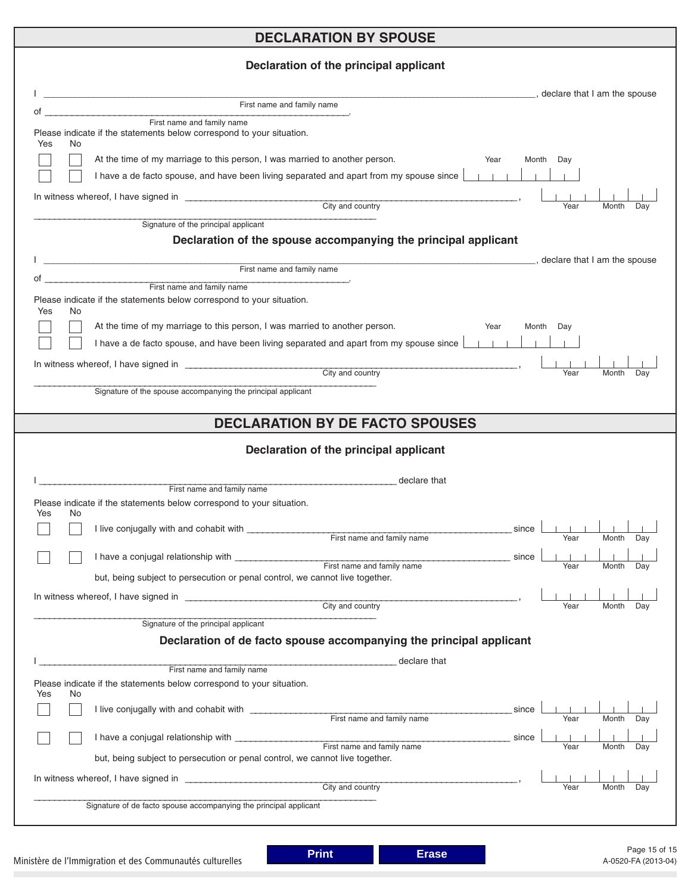## DECLARATION BY SPOUSE

### Declaration of the principal applicant

I ______________________________________________, declare that I am the spouse
First name and family name

of ______________________________________________.
First name and family name

Please indicate if the statements below correspond to your situation.

| Yes | No | | |
|---|---|---|---|
| ☐ | ☐ | At the time of my marriage to this person, I was married to another person. | |
| ☐ | ☐ | I have a de facto spouse, and have been living separated and apart from my spouse since | Year Month Day |

In witness whereof, I have signed in ______________________________________________, Year Month Day
City and country

______________________________________________
Signature of the principal applicant

### Declaration of the spouse accompanying the principal applicant

I ______________________________________________, declare that I am the spouse
First name and family name

of ______________________________________________.
First name and family name

Please indicate if the statements below correspond to your situation.

| Yes | No | | |
|---|---|---|---|
| ☐ | ☐ | At the time of my marriage to this person, I was married to another person. | |
| ☐ | ☐ | I have a de facto spouse, and have been living separated and apart from my spouse since | Year Month Day |

In witness whereof, I have signed in ______________________________________________, Year Month Day
City and country

______________________________________________
Signature of the spouse accompanying the principal applicant

## DECLARATION BY DE FACTO SPOUSES

### Declaration of the principal applicant

I ______________________________________________ declare that
First name and family name

Please indicate if the statements below correspond to your situation.

| Yes | No | | |
|---|---|---|---|
| ☐ | ☐ | I live conjugally with and cohabit with ______________________ (First name and family name) since | Year Month Day |
| ☐ | ☐ | I have a conjugal relationship with ______________________ (First name and family name) since but, being subject to persecution or penal control, we cannot live together. | Year Month Day |

In witness whereof, I have signed in ______________________________________________, Year Month Day
City and country

______________________________________________
Signature of the principal applicant

### Declaration of de facto spouse accompanying the principal applicant

I ______________________________________________ declare that
First name and family name

Please indicate if the statements below correspond to your situation.

| Yes | No | | |
|---|---|---|---|
| ☐ | ☐ | I live conjugally with and cohabit with ______________________ (First name and family name) since | Year Month Day |
| ☐ | ☐ | I have a conjugal relationship with ______________________ (First name and family name) since but, being subject to persecution or penal control, we cannot live together. | Year Month Day |

In witness whereof, I have signed in ______________________________________________, Year Month Day
City and country

______________________________________________
Signature of de facto spouse accompanying the principal applicant

Ministère de l'Immigration et des Communautés culturelles

Print Erase

A-0520-FA (2013-04)